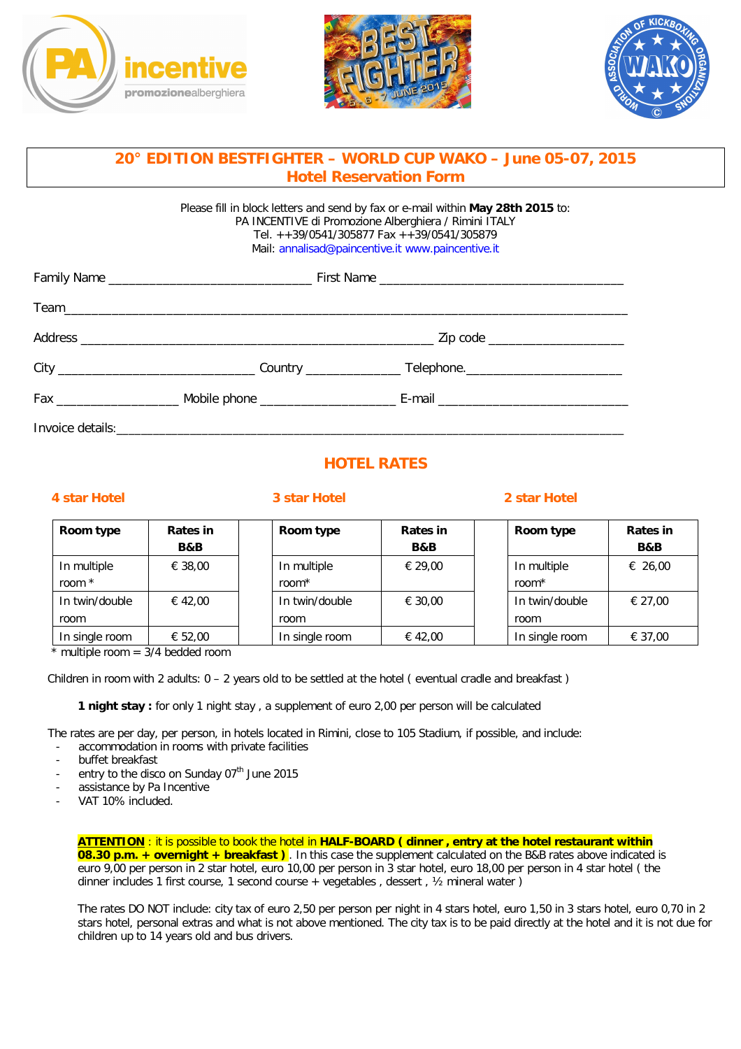# 20° EDITION BESTFIGHTER – WORLD CUP WAKO – June 05-07, 2015
## Hotel Reservation Form

Please fill in block letters and send by fax or e-mail within **May 28th 2015** to:
PA INCENTIVE di Promozione Alberghiera / Rimini ITALY
Tel. ++39/0541/305877 Fax ++39/0541/305879
Mail: annalisad@paincentive.it www.paincentive.it

Family Name ______________________________ First Name ____________________________________

Team_____________________________________________________________________________

Address ____________________________________________________ Zip code ____________________

City _____________________________ Country ______________ Telephone.________________________

Fax __________________ Mobile phone ____________________ E-mail ____________________________

Invoice details:___________________________________________________________________________

## HOTEL RATES

**4 star Hotel**

| Room type | Rates in B&B |
|---|---|
| In multiple room * | € 38,00 |
| In twin/double room | € 42,00 |
| In single room | € 52,00 |

**3 star Hotel**

| Room type | Rates in B&B |
|---|---|
| In multiple room* | € 29,00 |
| In twin/double room | € 30,00 |
| In single room | € 42,00 |

**2 star Hotel**

| Room type | Rates in B&B |
|---|---|
| In multiple room* | € 26,00 |
| In twin/double room | € 27,00 |
| In single room | € 37,00 |

* multiple room = 3/4 bedded room

Children in room with 2 adults: 0 – 2 years old to be settled at the hotel ( eventual cradle and breakfast )

**1 night stay :** for only 1 night stay , a supplement of euro 2,00 per person will be calculated

The rates are per day, per person, in hotels located in Rimini, close to 105 Stadium, if possible, and include:
- accommodation in rooms with private facilities
- buffet breakfast
- entry to the disco on Sunday 07th June 2015
- assistance by Pa Incentive
- VAT 10% included.

**ATTENTION** : it is possible to book the hotel in **HALF-BOARD ( dinner , entry at the hotel restaurant within 08.30 p.m. + overnight + breakfast )** . In this case the supplement calculated on the B&B rates above indicated is euro 9,00 per person in 2 star hotel, euro 10,00 per person in 3 star hotel, euro 18,00 per person in 4 star hotel ( the dinner includes 1 first course, 1 second course + vegetables , dessert , ½ mineral water )

The rates DO NOT include: city tax of euro 2,50 per person per night in 4 stars hotel, euro 1,50 in 3 stars hotel, euro 0,70 in 2 stars hotel, personal extras and what is not above mentioned. The city tax is to be paid directly at the hotel and it is not due for children up to 14 years old and bus drivers.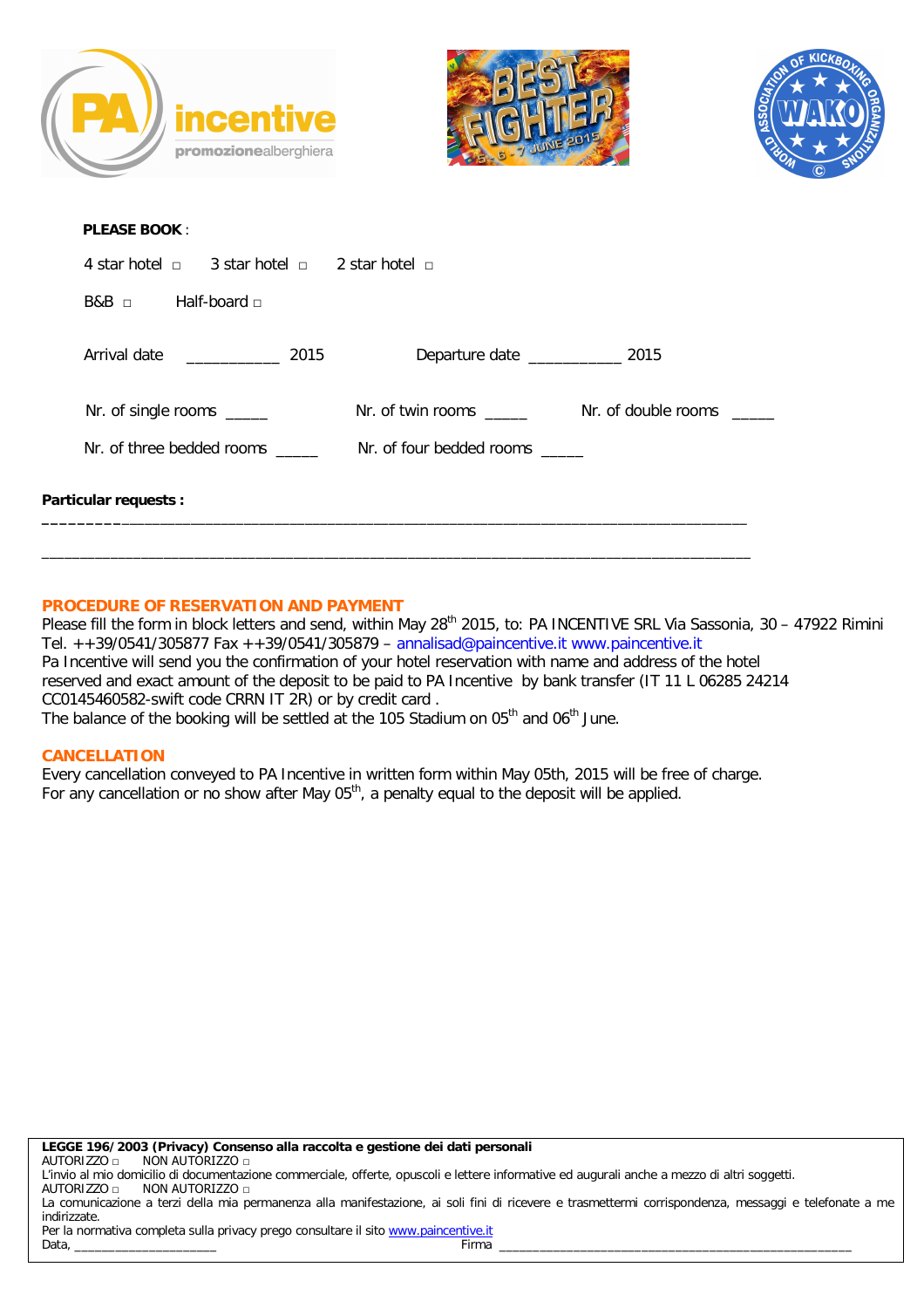**PLEASE BOOK** :

4 star hotel □ 3 star hotel □ 2 star hotel □

B&B □ Half-board □

Arrival date ___________ 2015 Departure date ___________ 2015

Nr. of single rooms _____ Nr. of twin rooms _____ Nr. of double rooms _____

Nr. of three bedded rooms _____ Nr. of four bedded rooms _____

**Particular requests :**

_________________________________________________________________________________

_________________________________________________________________________________

## PROCEDURE OF RESERVATION AND PAYMENT

Please fill the form in block letters and send, within May 28th 2015, to: PA INCENTIVE SRL Via Sassonia, 30 – 47922 Rimini Tel. ++39/0541/305877 Fax ++39/0541/305879 – annalisad@paincentive.it www.paincentive.it
Pa Incentive will send you the confirmation of your hotel reservation with name and address of the hotel reserved and exact amount of the deposit to be paid to PA Incentive by bank transfer (IT 11 L 06285 24214 CC0145460582-swift code CRRN IT 2R) or by credit card .
The balance of the booking will be settled at the 105 Stadium on 05th and 06th June.

## CANCELLATION

Every cancellation conveyed to PA Incentive in written form within May 05th, 2015 will be free of charge.
For any cancellation or no show after May 05th, a penalty equal to the deposit will be applied.

**LEGGE 196/2003 (Privacy) Consenso alla raccolta e gestione dei dati personali**
AUTORIZZO □ NON AUTORIZZO □
L'invio al mio domicilio di documentazione commerciale, offerte, opuscoli e lettere informative ed augurali anche a mezzo di altri soggetti.
AUTORIZZO □ NON AUTORIZZO □
La comunicazione a terzi della mia permanenza alla manifestazione, ai soli fini di ricevere e trasmettermi corrispondenza, messaggi e telefonate a me indirizzate.
Per la normativa completa sulla privacy prego consultare il sito www.paincentive.it
Data, ____________________ Firma ______________________________________________________